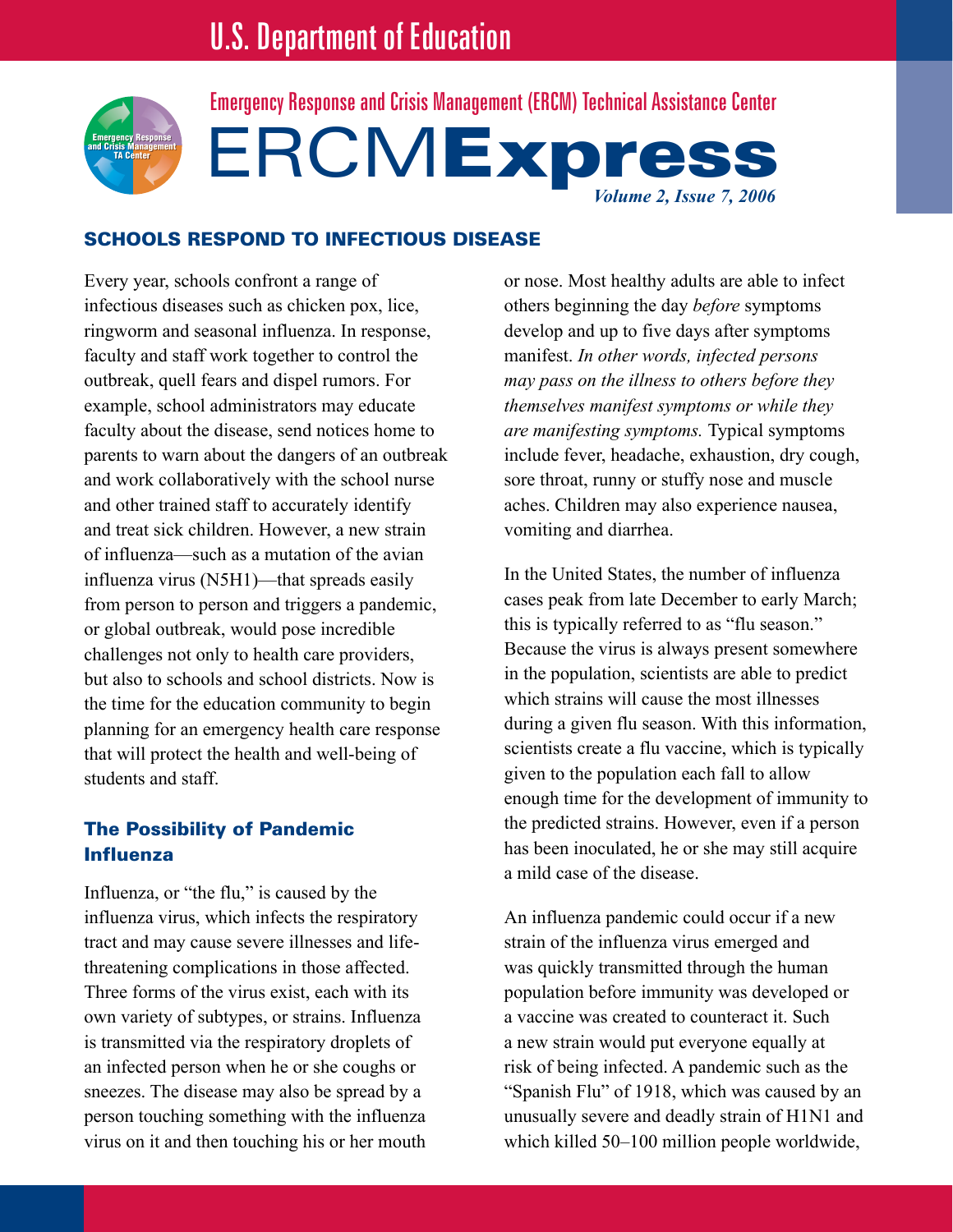# U.S. Department of Education

Emergency Response and Crisis Management (ERCM) Technical Assistance Center

# ERCM**Express**

*Volume 2, Issue 7, 2006*

## SCHOOLS RESPOND TO INFECTIOUS DISEASE

Every year, schools confront a range of infectious diseases such as chicken pox, lice, ringworm and seasonal influenza. In response, faculty and staff work together to control the outbreak, quell fears and dispel rumors. For example, school administrators may educate faculty about the disease, send notices home to parents to warn about the dangers of an outbreak and work collaboratively with the school nurse and other trained staff to accurately identify and treat sick children. However, a new strain of influenza—such as a mutation of the avian influenza virus (N5H1)—that spreads easily from person to person and triggers a pandemic, or global outbreak, would pose incredible challenges not only to health care providers, but also to schools and school districts. Now is the time for the education community to begin planning for an emergency health care response that will protect the health and well-being of students and staff.

### The Possibility of Pandemic Influenza

Influenza, or "the flu," is caused by the influenza virus, which infects the respiratory tract and may cause severe illnesses and life-threatening complications in those affected. Three forms of the virus exist, each with its own variety of subtypes, or strains. Influenza is transmitted via the respiratory droplets of an infected person when he or she coughs or sneezes. The disease may also be spread by a person touching something with the influenza virus on it and then touching his or her mouth or nose. Most healthy adults are able to infect others beginning the day *before* symptoms develop and up to five days after symptoms manifest. *In other words, infected persons may pass on the illness to others before they themselves manifest symptoms or while they are manifesting symptoms.* Typical symptoms include fever, headache, exhaustion, dry cough, sore throat, runny or stuffy nose and muscle aches. Children may also experience nausea, vomiting and diarrhea.

In the United States, the number of influenza cases peak from late December to early March; this is typically referred to as "flu season." Because the virus is always present somewhere in the population, scientists are able to predict which strains will cause the most illnesses during a given flu season. With this information, scientists create a flu vaccine, which is typically given to the population each fall to allow enough time for the development of immunity to the predicted strains. However, even if a person has been inoculated, he or she may still acquire a mild case of the disease.

An influenza pandemic could occur if a new strain of the influenza virus emerged and was quickly transmitted through the human population before immunity was developed or a vaccine was created to counteract it. Such a new strain would put everyone equally at risk of being infected. A pandemic such as the "Spanish Flu" of 1918, which was caused by an unusually severe and deadly strain of H1N1 and which killed 50–100 million people worldwide,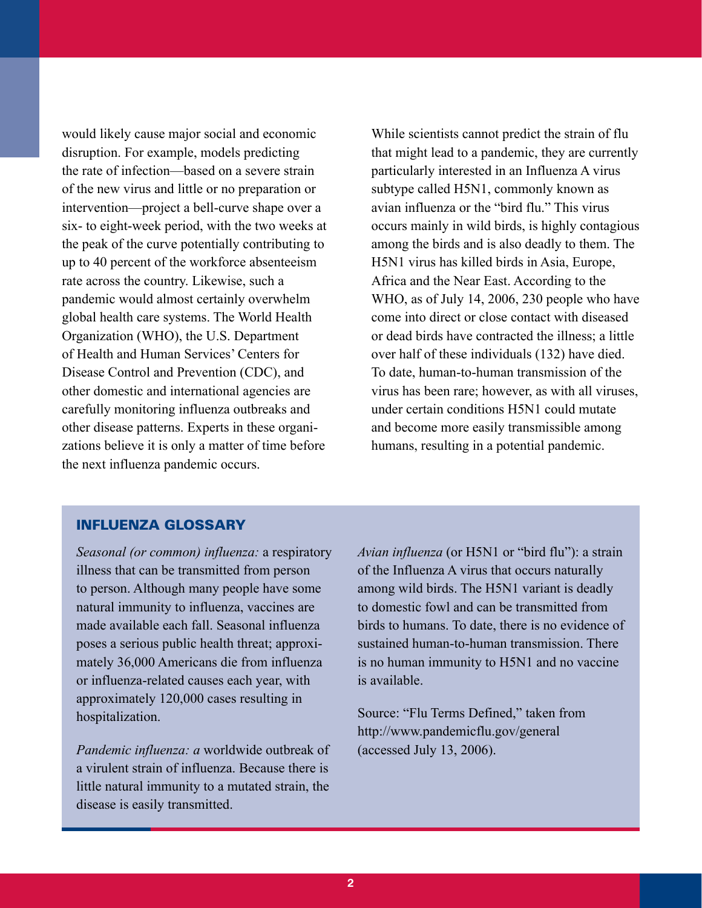would likely cause major social and economic disruption. For example, models predicting the rate of infection—based on a severe strain of the new virus and little or no preparation or intervention—project a bell-curve shape over a six- to eight-week period, with the two weeks at the peak of the curve potentially contributing to up to 40 percent of the workforce absenteeism rate across the country. Likewise, such a pandemic would almost certainly overwhelm global health care systems. The World Health Organization (WHO), the U.S. Department of Health and Human Services' Centers for Disease Control and Prevention (CDC), and other domestic and international agencies are carefully monitoring influenza outbreaks and other disease patterns. Experts in these organizations believe it is only a matter of time before the next influenza pandemic occurs.

While scientists cannot predict the strain of flu that might lead to a pandemic, they are currently particularly interested in an Influenza A virus subtype called H5N1, commonly known as avian influenza or the "bird flu." This virus occurs mainly in wild birds, is highly contagious among the birds and is also deadly to them. The H5N1 virus has killed birds in Asia, Europe, Africa and the Near East. According to the WHO, as of July 14, 2006, 230 people who have come into direct or close contact with diseased or dead birds have contracted the illness; a little over half of these individuals (132) have died. To date, human-to-human transmission of the virus has been rare; however, as with all viruses, under certain conditions H5N1 could mutate and become more easily transmissible among humans, resulting in a potential pandemic.

## INFLUENZA GLOSSARY

*Seasonal (or common) influenza:* a respiratory illness that can be transmitted from person to person. Although many people have some natural immunity to influenza, vaccines are made available each fall. Seasonal influenza poses a serious public health threat; approximately 36,000 Americans die from influenza or influenza-related causes each year, with approximately 120,000 cases resulting in hospitalization.

*Pandemic influenza: a* worldwide outbreak of a virulent strain of influenza. Because there is little natural immunity to a mutated strain, the disease is easily transmitted.

*Avian influenza* (or H5N1 or "bird flu"): a strain of the Influenza A virus that occurs naturally among wild birds. The H5N1 variant is deadly to domestic fowl and can be transmitted from birds to humans. To date, there is no evidence of sustained human-to-human transmission. There is no human immunity to H5N1 and no vaccine is available.

Source: "Flu Terms Defined," taken from http://www.pandemicflu.gov/general (accessed July 13, 2006).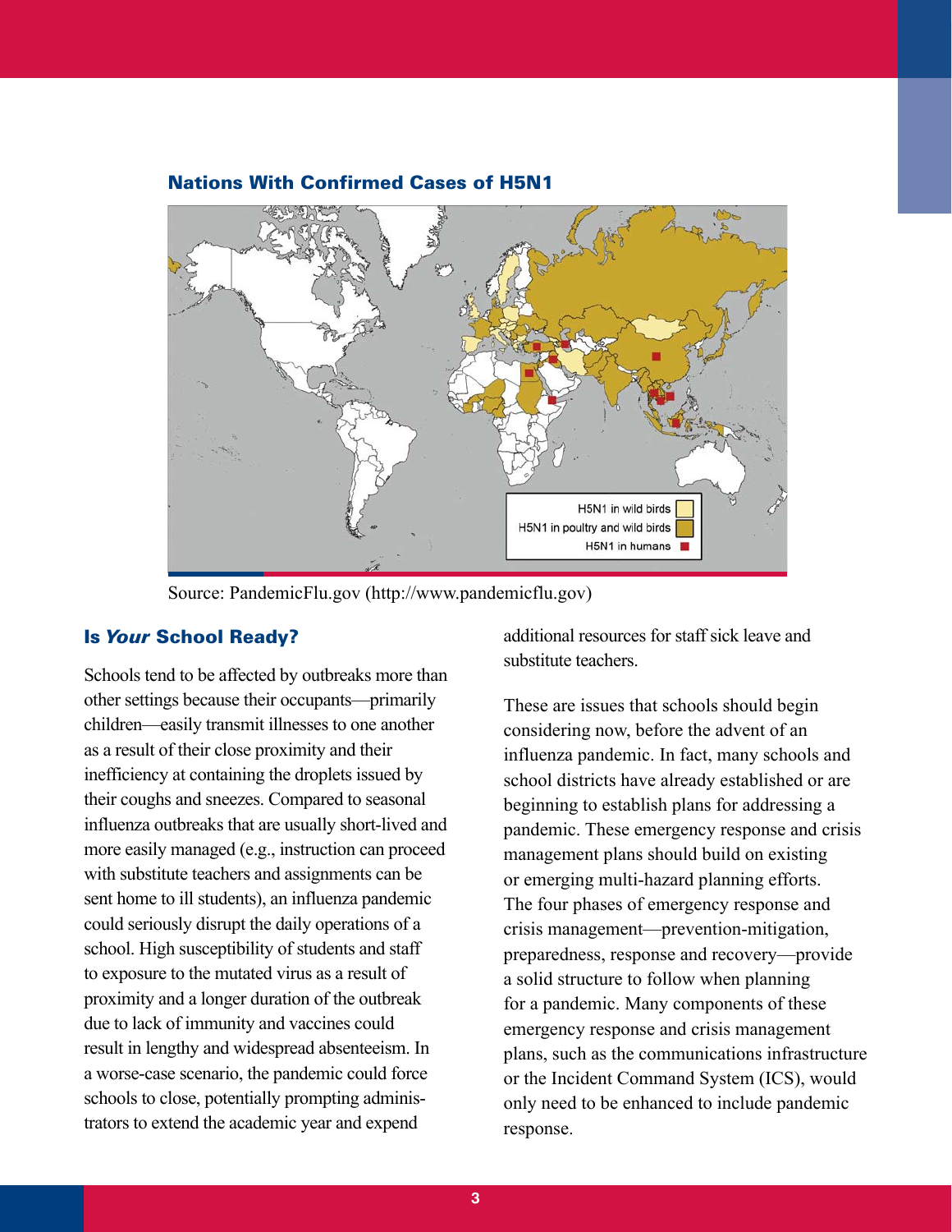### Nations With Confirmed Cases of H5N1

H5N1 in wild birds
H5N1 in poultry and wild birds
H5N1 in humans

Source: PandemicFlu.gov (http://www.pandemicflu.gov)

### Is *Your* School Ready?

Schools tend to be affected by outbreaks more than other settings because their occupants—primarily children—easily transmit illnesses to one another as a result of their close proximity and their inefficiency at containing the droplets issued by their coughs and sneezes. Compared to seasonal influenza outbreaks that are usually short-lived and more easily managed (e.g., instruction can proceed with substitute teachers and assignments can be sent home to ill students), an influenza pandemic could seriously disrupt the daily operations of a school. High susceptibility of students and staff to exposure to the mutated virus as a result of proximity and a longer duration of the outbreak due to lack of immunity and vaccines could result in lengthy and widespread absenteeism. In a worse-case scenario, the pandemic could force schools to close, potentially prompting administrators to extend the academic year and expend additional resources for staff sick leave and substitute teachers.

These are issues that schools should begin considering now, before the advent of an influenza pandemic. In fact, many schools and school districts have already established or are beginning to establish plans for addressing a pandemic. These emergency response and crisis management plans should build on existing or emerging multi-hazard planning efforts. The four phases of emergency response and crisis management—prevention-mitigation, preparedness, response and recovery—provide a solid structure to follow when planning for a pandemic. Many components of these emergency response and crisis management plans, such as the communications infrastructure or the Incident Command System (ICS), would only need to be enhanced to include pandemic response.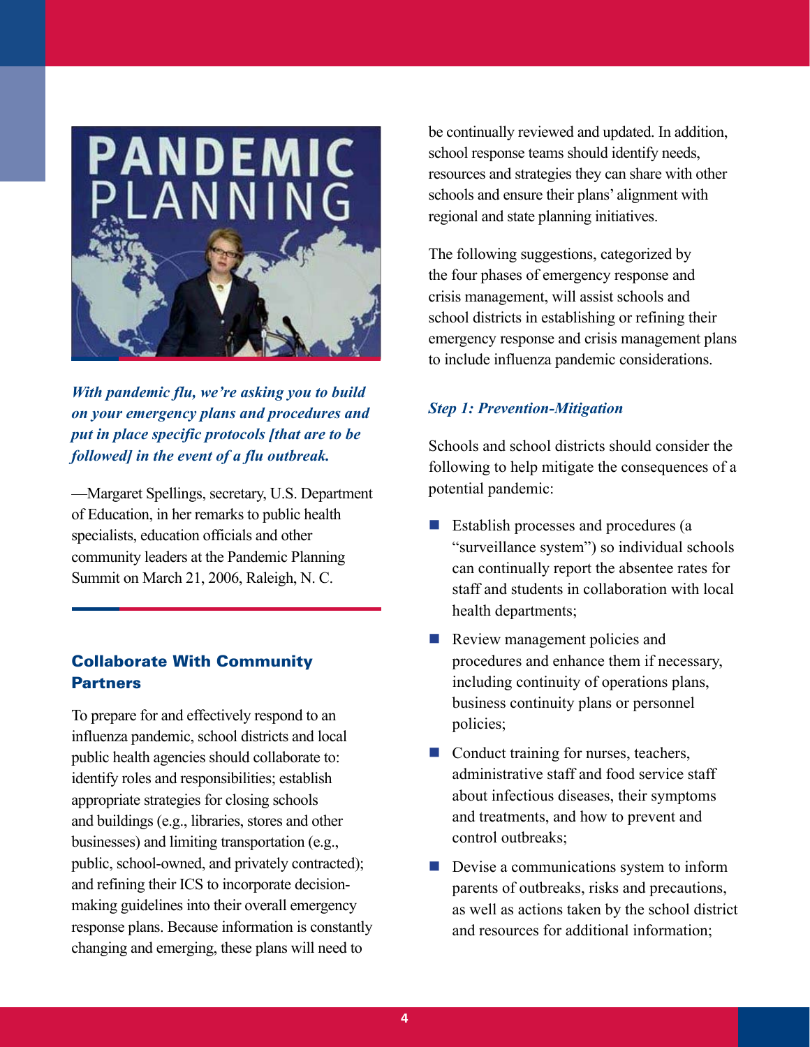*With pandemic flu, we're asking you to build on your emergency plans and procedures and put in place specific protocols [that are to be followed] in the event of a flu outbreak.*

—Margaret Spellings, secretary, U.S. Department of Education, in her remarks to public health specialists, education officials and other community leaders at the Pandemic Planning Summit on March 21, 2006, Raleigh, N. C.

## Collaborate With Community Partners

To prepare for and effectively respond to an influenza pandemic, school districts and local public health agencies should collaborate to: identify roles and responsibilities; establish appropriate strategies for closing schools and buildings (e.g., libraries, stores and other businesses) and limiting transportation (e.g., public, school-owned, and privately contracted); and refining their ICS to incorporate decision-making guidelines into their overall emergency response plans. Because information is constantly changing and emerging, these plans will need to be continually reviewed and updated. In addition, school response teams should identify needs, resources and strategies they can share with other schools and ensure their plans' alignment with regional and state planning initiatives.

The following suggestions, categorized by the four phases of emergency response and crisis management, will assist schools and school districts in establishing or refining their emergency response and crisis management plans to include influenza pandemic considerations.

### *Step 1: Prevention-Mitigation*

Schools and school districts should consider the following to help mitigate the consequences of a potential pandemic:

- Establish processes and procedures (a "surveillance system") so individual schools can continually report the absentee rates for staff and students in collaboration with local health departments;
- Review management policies and procedures and enhance them if necessary, including continuity of operations plans, business continuity plans or personnel policies;
- Conduct training for nurses, teachers, administrative staff and food service staff about infectious diseases, their symptoms and treatments, and how to prevent and control outbreaks;
- Devise a communications system to inform parents of outbreaks, risks and precautions, as well as actions taken by the school district and resources for additional information;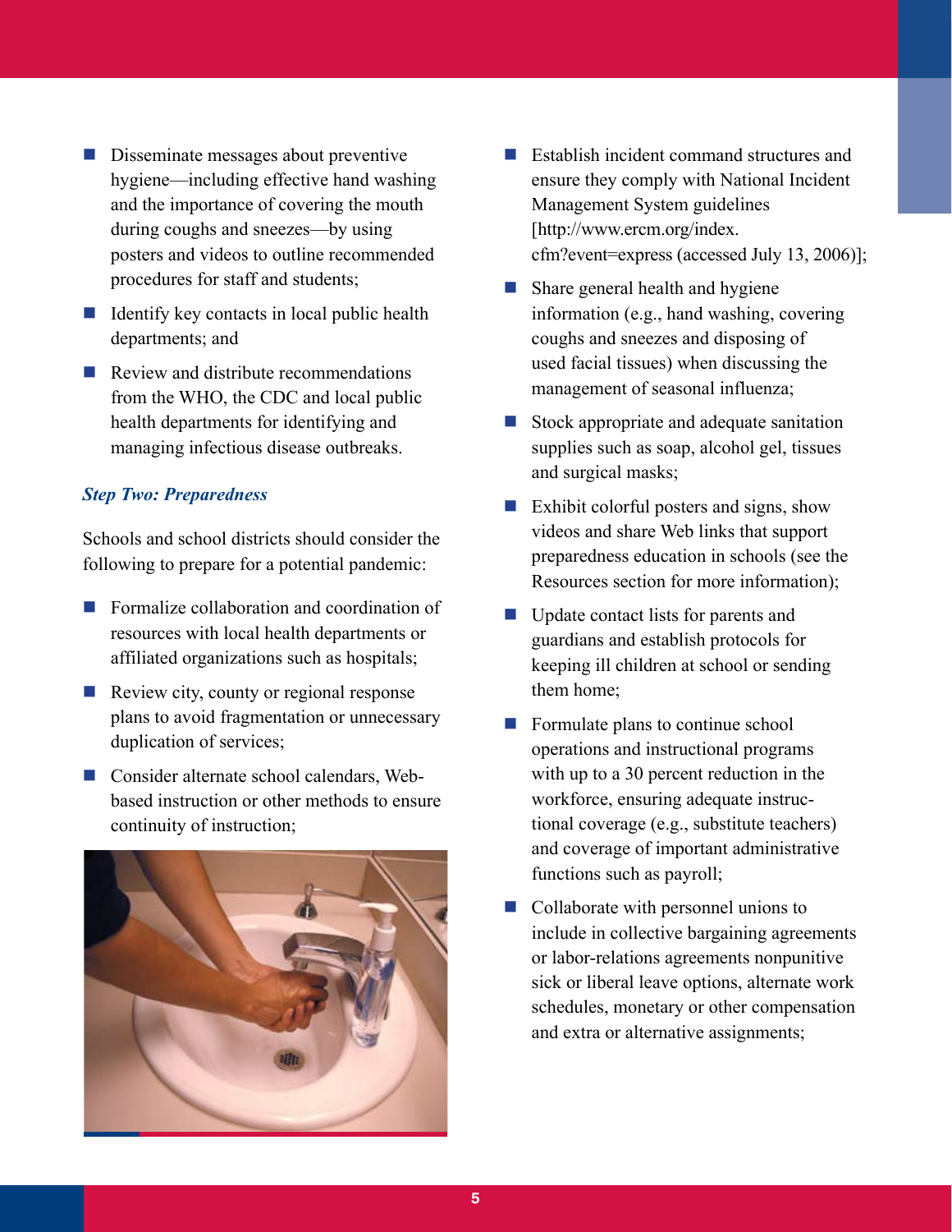- Disseminate messages about preventive hygiene—including effective hand washing and the importance of covering the mouth during coughs and sneezes—by using posters and videos to outline recommended procedures for staff and students;
- Identify key contacts in local public health departments; and
- Review and distribute recommendations from the WHO, the CDC and local public health departments for identifying and managing infectious disease outbreaks.

### *Step Two: Preparedness*

Schools and school districts should consider the following to prepare for a potential pandemic:

- Formalize collaboration and coordination of resources with local health departments or affiliated organizations such as hospitals;
- Review city, county or regional response plans to avoid fragmentation or unnecessary duplication of services;
- Consider alternate school calendars, Web-based instruction or other methods to ensure continuity of instruction;
- Establish incident command structures and ensure they comply with National Incident Management System guidelines [http://www.ercm.org/index.cfm?event=express (accessed July 13, 2006)];
- Share general health and hygiene information (e.g., hand washing, covering coughs and sneezes and disposing of used facial tissues) when discussing the management of seasonal influenza;
- Stock appropriate and adequate sanitation supplies such as soap, alcohol gel, tissues and surgical masks;
- Exhibit colorful posters and signs, show videos and share Web links that support preparedness education in schools (see the Resources section for more information);
- Update contact lists for parents and guardians and establish protocols for keeping ill children at school or sending them home;
- Formulate plans to continue school operations and instructional programs with up to a 30 percent reduction in the workforce, ensuring adequate instructional coverage (e.g., substitute teachers) and coverage of important administrative functions such as payroll;
- Collaborate with personnel unions to include in collective bargaining agreements or labor-relations agreements nonpunitive sick or liberal leave options, alternate work schedules, monetary or other compensation and extra or alternative assignments;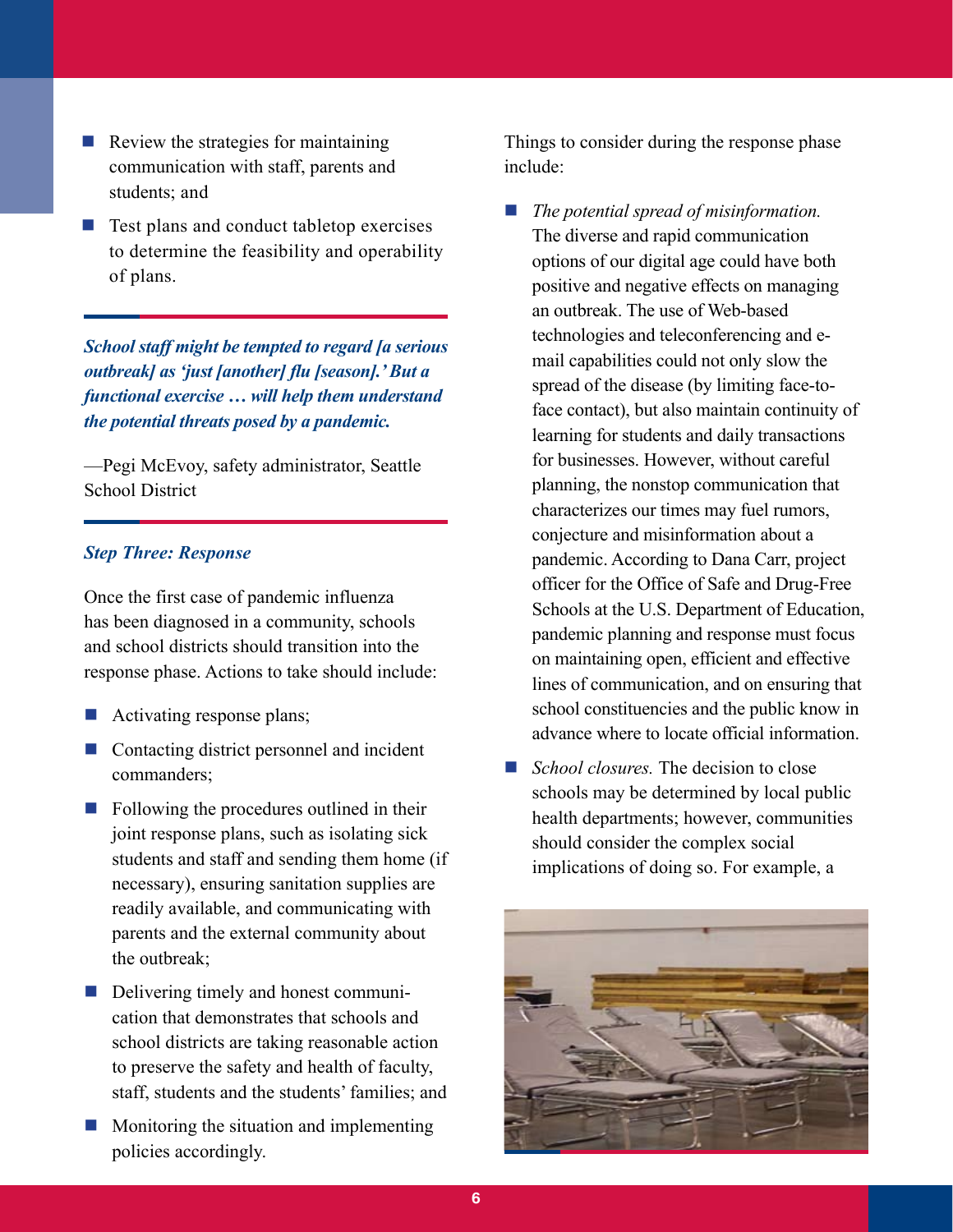- Review the strategies for maintaining communication with staff, parents and students; and
- Test plans and conduct tabletop exercises to determine the feasibility and operability of plans.

***School staff might be tempted to regard [a serious outbreak] as 'just [another] flu [season].' But a functional exercise … will help them understand the potential threats posed by a pandemic.***

—Pegi McEvoy, safety administrator, Seattle School District

### *Step Three: Response*

Once the first case of pandemic influenza has been diagnosed in a community, schools and school districts should transition into the response phase. Actions to take should include:

- Activating response plans;
- Contacting district personnel and incident commanders;
- Following the procedures outlined in their joint response plans, such as isolating sick students and staff and sending them home (if necessary), ensuring sanitation supplies are readily available, and communicating with parents and the external community about the outbreak;
- Delivering timely and honest communication that demonstrates that schools and school districts are taking reasonable action to preserve the safety and health of faculty, staff, students and the students' families; and
- Monitoring the situation and implementing policies accordingly.

Things to consider during the response phase include:

- *The potential spread of misinformation.* The diverse and rapid communication options of our digital age could have both positive and negative effects on managing an outbreak. The use of Web-based technologies and teleconferencing and e-mail capabilities could not only slow the spread of the disease (by limiting face-to-face contact), but also maintain continuity of learning for students and daily transactions for businesses. However, without careful planning, the nonstop communication that characterizes our times may fuel rumors, conjecture and misinformation about a pandemic. According to Dana Carr, project officer for the Office of Safe and Drug-Free Schools at the U.S. Department of Education, pandemic planning and response must focus on maintaining open, efficient and effective lines of communication, and on ensuring that school constituencies and the public know in advance where to locate official information.
- *School closures.* The decision to close schools may be determined by local public health departments; however, communities should consider the complex social implications of doing so. For example, a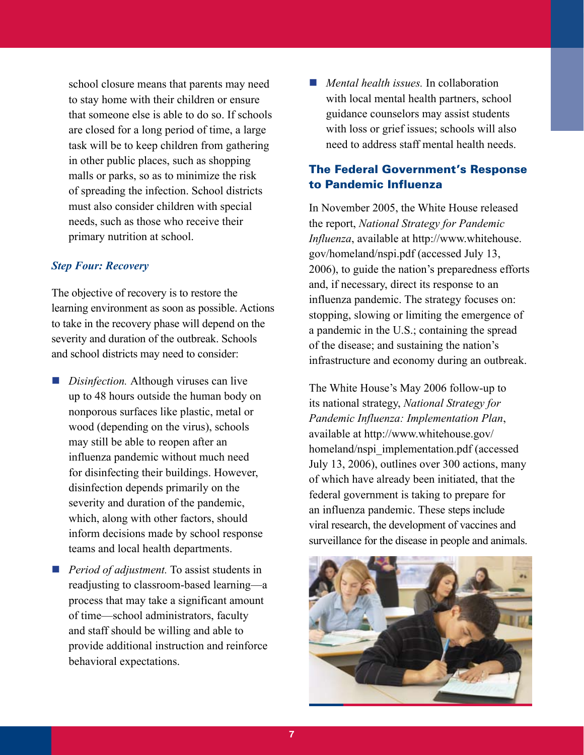school closure means that parents may need to stay home with their children or ensure that someone else is able to do so. If schools are closed for a long period of time, a large task will be to keep children from gathering in other public places, such as shopping malls or parks, so as to minimize the risk of spreading the infection. School districts must also consider children with special needs, such as those who receive their primary nutrition at school.

### *Step Four: Recovery*

The objective of recovery is to restore the learning environment as soon as possible. Actions to take in the recovery phase will depend on the severity and duration of the outbreak. Schools and school districts may need to consider:

- *Disinfection.* Although viruses can live up to 48 hours outside the human body on nonporous surfaces like plastic, metal or wood (depending on the virus), schools may still be able to reopen after an influenza pandemic without much need for disinfecting their buildings. However, disinfection depends primarily on the severity and duration of the pandemic, which, along with other factors, should inform decisions made by school response teams and local health departments.
- *Period of adjustment.* To assist students in readjusting to classroom-based learning—a process that may take a significant amount of time—school administrators, faculty and staff should be willing and able to provide additional instruction and reinforce behavioral expectations.
- *Mental health issues.* In collaboration with local mental health partners, school guidance counselors may assist students with loss or grief issues; schools will also need to address staff mental health needs.

## The Federal Government's Response to Pandemic Influenza

In November 2005, the White House released the report, *National Strategy for Pandemic Influenza*, available at http://www.whitehouse.gov/homeland/nspi.pdf (accessed July 13, 2006), to guide the nation's preparedness efforts and, if necessary, direct its response to an influenza pandemic. The strategy focuses on: stopping, slowing or limiting the emergence of a pandemic in the U.S.; containing the spread of the disease; and sustaining the nation's infrastructure and economy during an outbreak.

The White House's May 2006 follow-up to its national strategy, *National Strategy for Pandemic Influenza: Implementation Plan*, available at http://www.whitehouse.gov/homeland/nspi_implementation.pdf (accessed July 13, 2006), outlines over 300 actions, many of which have already been initiated, that the federal government is taking to prepare for an influenza pandemic. These steps include viral research, the development of vaccines and surveillance for the disease in people and animals.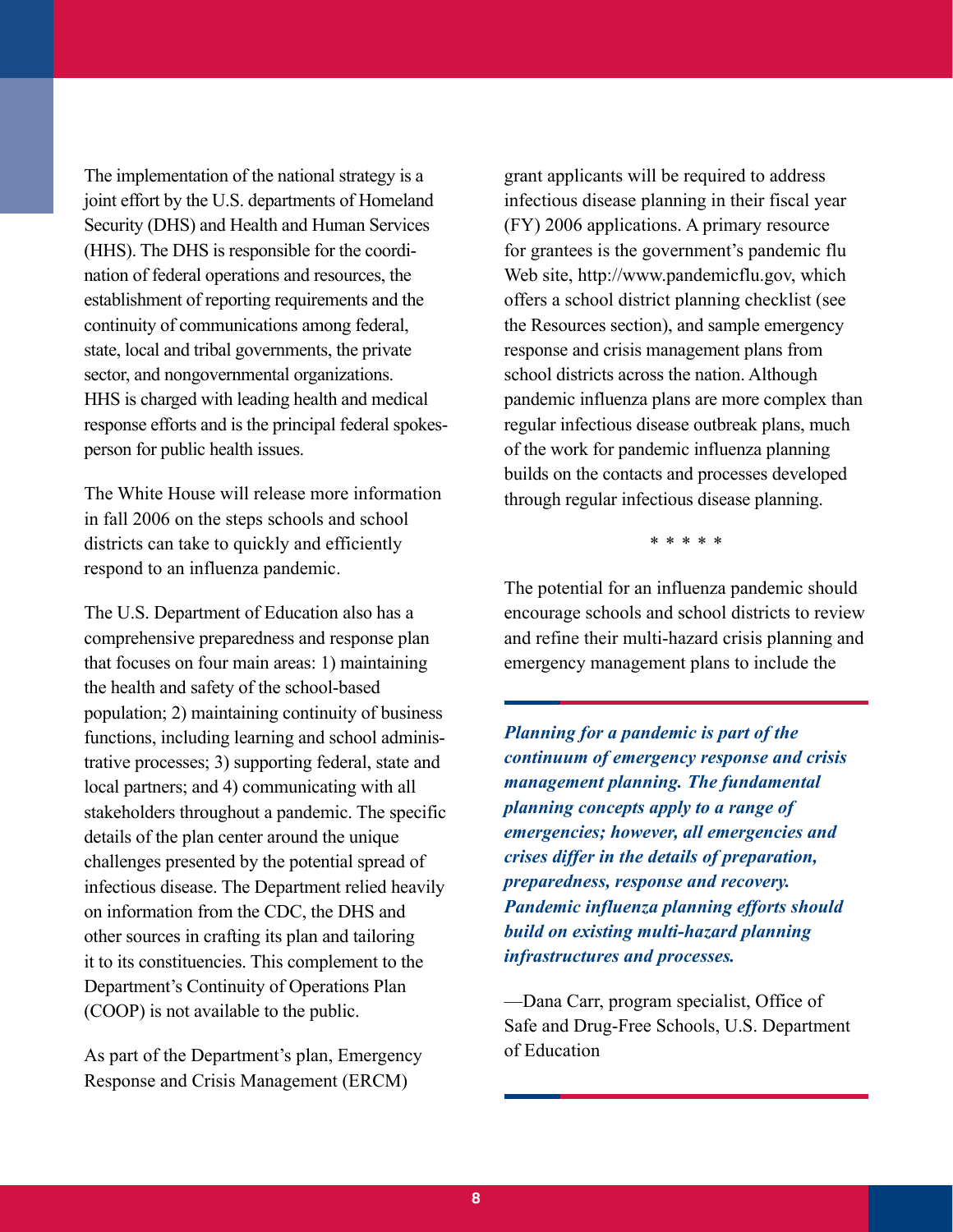The implementation of the national strategy is a joint effort by the U.S. departments of Homeland Security (DHS) and Health and Human Services (HHS). The DHS is responsible for the coordination of federal operations and resources, the establishment of reporting requirements and the continuity of communications among federal, state, local and tribal governments, the private sector, and nongovernmental organizations. HHS is charged with leading health and medical response efforts and is the principal federal spokesperson for public health issues.

The White House will release more information in fall 2006 on the steps schools and school districts can take to quickly and efficiently respond to an influenza pandemic.

The U.S. Department of Education also has a comprehensive preparedness and response plan that focuses on four main areas: 1) maintaining the health and safety of the school-based population; 2) maintaining continuity of business functions, including learning and school administrative processes; 3) supporting federal, state and local partners; and 4) communicating with all stakeholders throughout a pandemic. The specific details of the plan center around the unique challenges presented by the potential spread of infectious disease. The Department relied heavily on information from the CDC, the DHS and other sources in crafting its plan and tailoring it to its constituencies. This complement to the Department's Continuity of Operations Plan (COOP) is not available to the public.

As part of the Department's plan, Emergency Response and Crisis Management (ERCM) grant applicants will be required to address infectious disease planning in their fiscal year (FY) 2006 applications. A primary resource for grantees is the government's pandemic flu Web site, http://www.pandemicflu.gov, which offers a school district planning checklist (see the Resources section), and sample emergency response and crisis management plans from school districts across the nation. Although pandemic influenza plans are more complex than regular infectious disease outbreak plans, much of the work for pandemic influenza planning builds on the contacts and processes developed through regular infectious disease planning.

\* \* \* \* \*

The potential for an influenza pandemic should encourage schools and school districts to review and refine their multi-hazard crisis planning and emergency management plans to include the

***Planning for a pandemic is part of the continuum of emergency response and crisis management planning. The fundamental planning concepts apply to a range of emergencies; however, all emergencies and crises differ in the details of preparation, preparedness, response and recovery. Pandemic influenza planning efforts should build on existing multi-hazard planning infrastructures and processes.***

—Dana Carr, program specialist, Office of Safe and Drug-Free Schools, U.S. Department of Education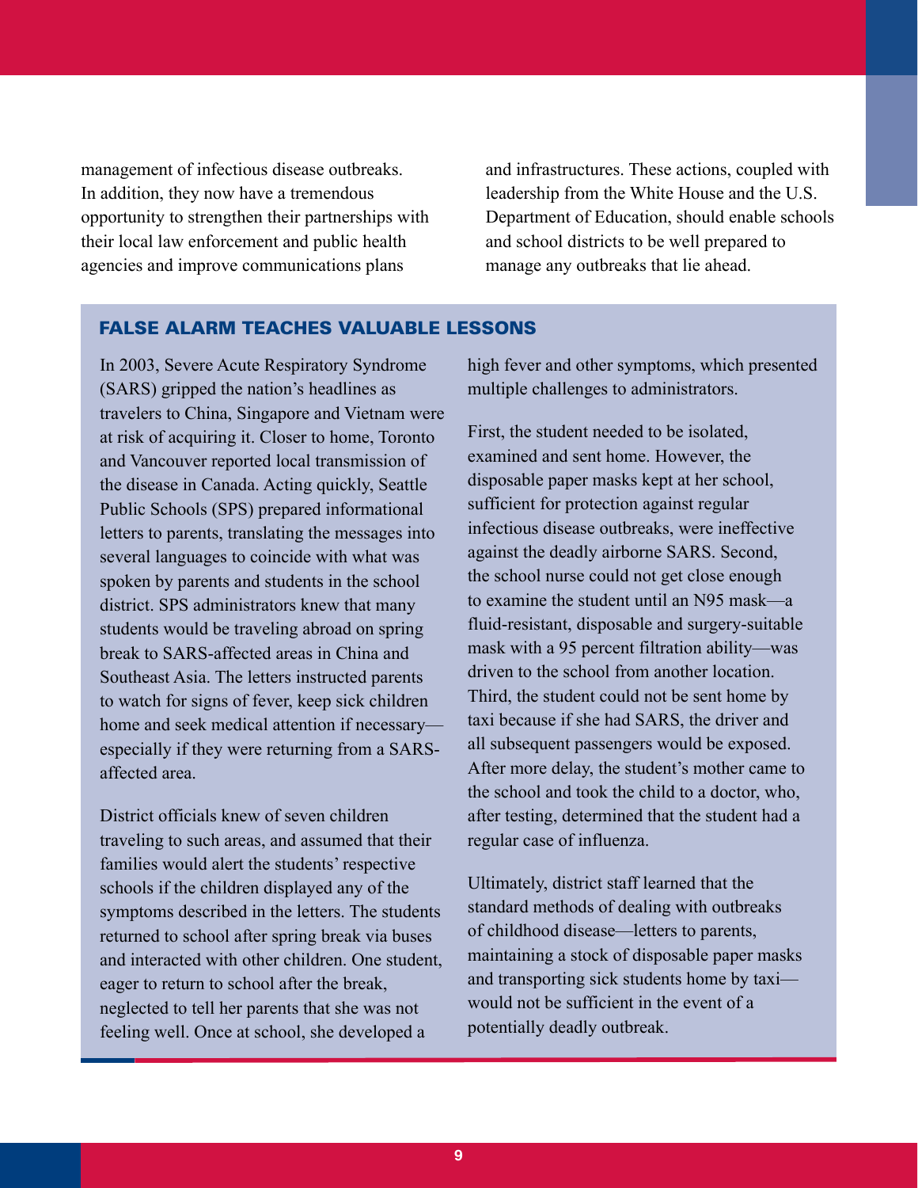management of infectious disease outbreaks. In addition, they now have a tremendous opportunity to strengthen their partnerships with their local law enforcement and public health agencies and improve communications plans and infrastructures. These actions, coupled with leadership from the White House and the U.S. Department of Education, should enable schools and school districts to be well prepared to manage any outbreaks that lie ahead.

## FALSE ALARM TEACHES VALUABLE LESSONS

In 2003, Severe Acute Respiratory Syndrome (SARS) gripped the nation's headlines as travelers to China, Singapore and Vietnam were at risk of acquiring it. Closer to home, Toronto and Vancouver reported local transmission of the disease in Canada. Acting quickly, Seattle Public Schools (SPS) prepared informational letters to parents, translating the messages into several languages to coincide with what was spoken by parents and students in the school district. SPS administrators knew that many students would be traveling abroad on spring break to SARS-affected areas in China and Southeast Asia. The letters instructed parents to watch for signs of fever, keep sick children home and seek medical attention if necessary—especially if they were returning from a SARS-affected area.

District officials knew of seven children traveling to such areas, and assumed that their families would alert the students' respective schools if the children displayed any of the symptoms described in the letters. The students returned to school after spring break via buses and interacted with other children. One student, eager to return to school after the break, neglected to tell her parents that she was not feeling well. Once at school, she developed a high fever and other symptoms, which presented multiple challenges to administrators.

First, the student needed to be isolated, examined and sent home. However, the disposable paper masks kept at her school, sufficient for protection against regular infectious disease outbreaks, were ineffective against the deadly airborne SARS. Second, the school nurse could not get close enough to examine the student until an N95 mask—a fluid-resistant, disposable and surgery-suitable mask with a 95 percent filtration ability—was driven to the school from another location. Third, the student could not be sent home by taxi because if she had SARS, the driver and all subsequent passengers would be exposed. After more delay, the student's mother came to the school and took the child to a doctor, who, after testing, determined that the student had a regular case of influenza.

Ultimately, district staff learned that the standard methods of dealing with outbreaks of childhood disease—letters to parents, maintaining a stock of disposable paper masks and transporting sick students home by taxi—would not be sufficient in the event of a potentially deadly outbreak.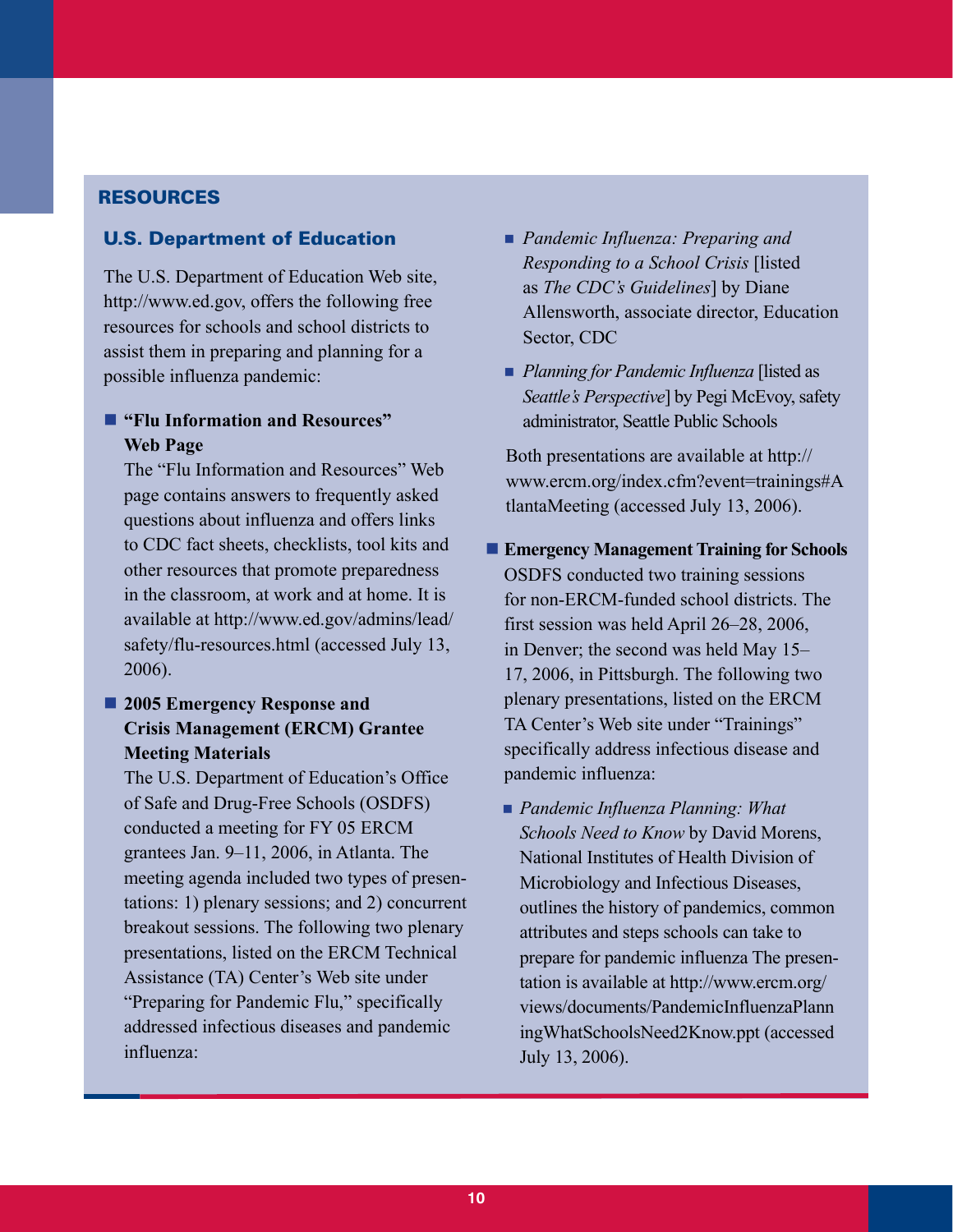## RESOURCES

### U.S. Department of Education

The U.S. Department of Education Web site, http://www.ed.gov, offers the following free resources for schools and school districts to assist them in preparing and planning for a possible influenza pandemic:

- **"Flu Information and Resources" Web Page**
  The "Flu Information and Resources" Web page contains answers to frequently asked questions about influenza and offers links to CDC fact sheets, checklists, tool kits and other resources that promote preparedness in the classroom, at work and at home. It is available at http://www.ed.gov/admins/lead/safety/flu-resources.html (accessed July 13, 2006).

- **2005 Emergency Response and Crisis Management (ERCM) Grantee Meeting Materials**
  The U.S. Department of Education's Office of Safe and Drug-Free Schools (OSDFS) conducted a meeting for FY 05 ERCM grantees Jan. 9–11, 2006, in Atlanta. The meeting agenda included two types of presentations: 1) plenary sessions; and 2) concurrent breakout sessions. The following two plenary presentations, listed on the ERCM Technical Assistance (TA) Center's Web site under "Preparing for Pandemic Flu," specifically addressed infectious diseases and pandemic influenza:

  - *Pandemic Influenza: Preparing and Responding to a School Crisis* [listed as *The CDC's Guidelines*] by Diane Allensworth, associate director, Education Sector, CDC
  - *Planning for Pandemic Influenza* [listed as *Seattle's Perspective*] by Pegi McEvoy, safety administrator, Seattle Public Schools

  Both presentations are available at http://www.ercm.org/index.cfm?event=trainings#AtlantaMeeting (accessed July 13, 2006).

- **Emergency Management Training for Schools**
  OSDFS conducted two training sessions for non-ERCM-funded school districts. The first session was held April 26–28, 2006, in Denver; the second was held May 15–17, 2006, in Pittsburgh. The following two plenary presentations, listed on the ERCM TA Center's Web site under "Trainings" specifically address infectious disease and pandemic influenza:

  - *Pandemic Influenza Planning: What Schools Need to Know* by David Morens, National Institutes of Health Division of Microbiology and Infectious Diseases, outlines the history of pandemics, common attributes and steps schools can take to prepare for pandemic influenza The presentation is available at http://www.ercm.org/views/documents/PandemicInfluenzaPlanningWhatSchoolsNeed2Know.ppt (accessed July 13, 2006).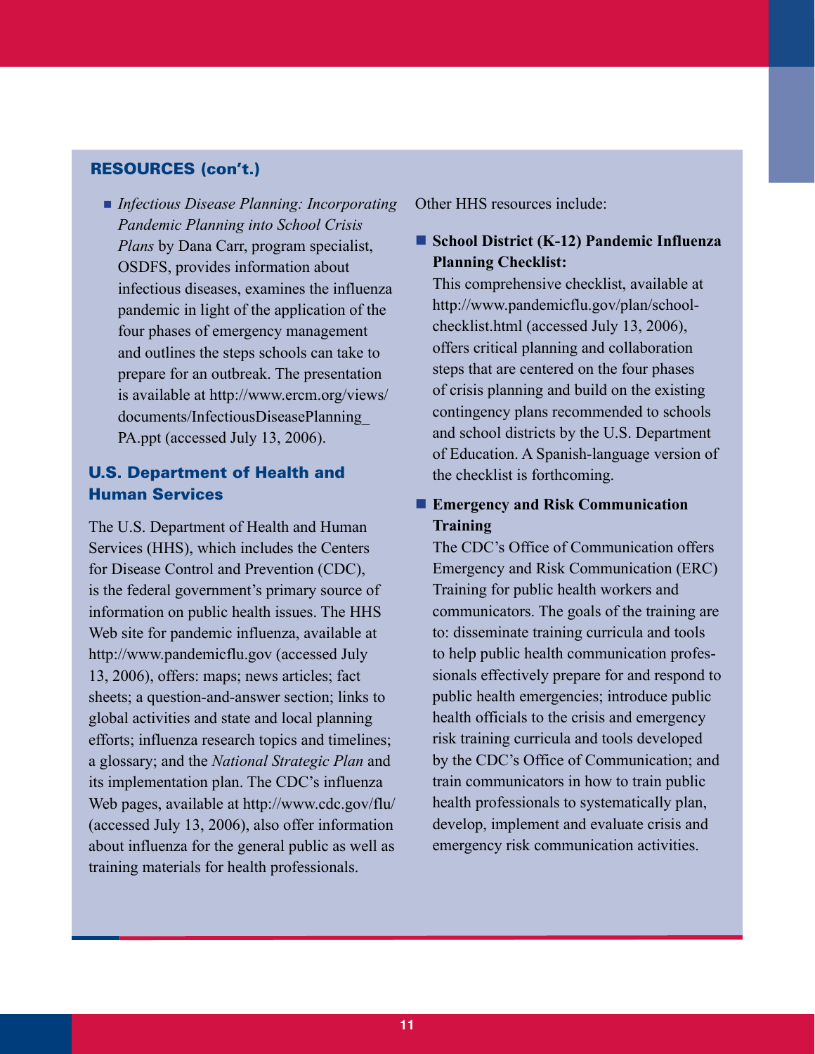## RESOURCES (con't.)

- *Infectious Disease Planning: Incorporating Pandemic Planning into School Crisis Plans* by Dana Carr, program specialist, OSDFS, provides information about infectious diseases, examines the influenza pandemic in light of the application of the four phases of emergency management and outlines the steps schools can take to prepare for an outbreak. The presentation is available at http://www.ercm.org/views/documents/InfectiousDiseasePlanning_PA.ppt (accessed July 13, 2006).

### U.S. Department of Health and Human Services

The U.S. Department of Health and Human Services (HHS), which includes the Centers for Disease Control and Prevention (CDC), is the federal government's primary source of information on public health issues. The HHS Web site for pandemic influenza, available at http://www.pandemicflu.gov (accessed July 13, 2006), offers: maps; news articles; fact sheets; a question-and-answer section; links to global activities and state and local planning efforts; influenza research topics and timelines; a glossary; and the *National Strategic Plan* and its implementation plan. The CDC's influenza Web pages, available at http://www.cdc.gov/flu/ (accessed July 13, 2006), also offer information about influenza for the general public as well as training materials for health professionals.

Other HHS resources include:

- **School District (K-12) Pandemic Influenza Planning Checklist:**
  This comprehensive checklist, available at http://www.pandemicflu.gov/plan/schoolchecklist.html (accessed July 13, 2006), offers critical planning and collaboration steps that are centered on the four phases of crisis planning and build on the existing contingency plans recommended to schools and school districts by the U.S. Department of Education. A Spanish-language version of the checklist is forthcoming.

- **Emergency and Risk Communication Training**
  The CDC's Office of Communication offers Emergency and Risk Communication (ERC) Training for public health workers and communicators. The goals of the training are to: disseminate training curricula and tools to help public health communication professionals effectively prepare for and respond to public health emergencies; introduce public health officials to the crisis and emergency risk training curricula and tools developed by the CDC's Office of Communication; and train communicators in how to train public health professionals to systematically plan, develop, implement and evaluate crisis and emergency risk communication activities.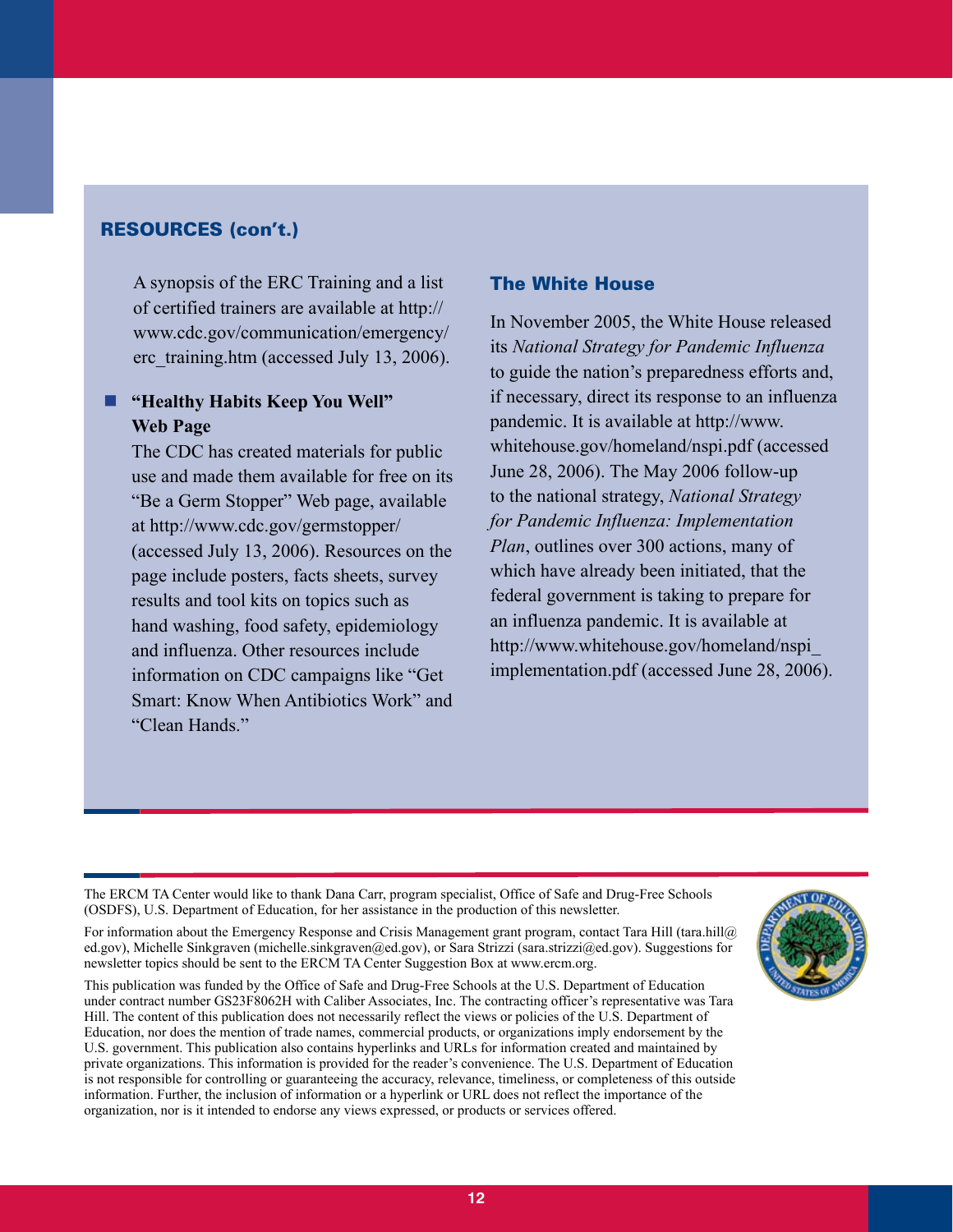## RESOURCES (con't.)

A synopsis of the ERC Training and a list of certified trainers are available at http://www.cdc.gov/communication/emergency/erc_training.htm (accessed July 13, 2006).

- **"Healthy Habits Keep You Well" Web Page**

  The CDC has created materials for public use and made them available for free on its "Be a Germ Stopper" Web page, available at http://www.cdc.gov/germstopper/ (accessed July 13, 2006). Resources on the page include posters, facts sheets, survey results and tool kits on topics such as hand washing, food safety, epidemiology and influenza. Other resources include information on CDC campaigns like "Get Smart: Know When Antibiotics Work" and "Clean Hands."

### The White House

In November 2005, the White House released its *National Strategy for Pandemic Influenza* to guide the nation's preparedness efforts and, if necessary, direct its response to an influenza pandemic. It is available at http://www.whitehouse.gov/homeland/nspi.pdf (accessed June 28, 2006). The May 2006 follow-up to the national strategy, *National Strategy for Pandemic Influenza: Implementation Plan*, outlines over 300 actions, many of which have already been initiated, that the federal government is taking to prepare for an influenza pandemic. It is available at http://www.whitehouse.gov/homeland/nspi_implementation.pdf (accessed June 28, 2006).

---

The ERCM TA Center would like to thank Dana Carr, program specialist, Office of Safe and Drug-Free Schools (OSDFS), U.S. Department of Education, for her assistance in the production of this newsletter.

For information about the Emergency Response and Crisis Management grant program, contact Tara Hill (tara.hill@ed.gov), Michelle Sinkgraven (michelle.sinkgraven@ed.gov), or Sara Strizzi (sara.strizzi@ed.gov). Suggestions for newsletter topics should be sent to the ERCM TA Center Suggestion Box at www.ercm.org.

This publication was funded by the Office of Safe and Drug-Free Schools at the U.S. Department of Education under contract number GS23F8062H with Caliber Associates, Inc. The contracting officer's representative was Tara Hill. The content of this publication does not necessarily reflect the views or policies of the U.S. Department of Education, nor does the mention of trade names, commercial products, or organizations imply endorsement by the U.S. government. This publication also contains hyperlinks and URLs for information created and maintained by private organizations. This information is provided for the reader's convenience. The U.S. Department of Education is not responsible for controlling or guaranteeing the accuracy, relevance, timeliness, or completeness of this outside information. Further, the inclusion of information or a hyperlink or URL does not reflect the importance of the organization, nor is it intended to endorse any views expressed, or products or services offered.